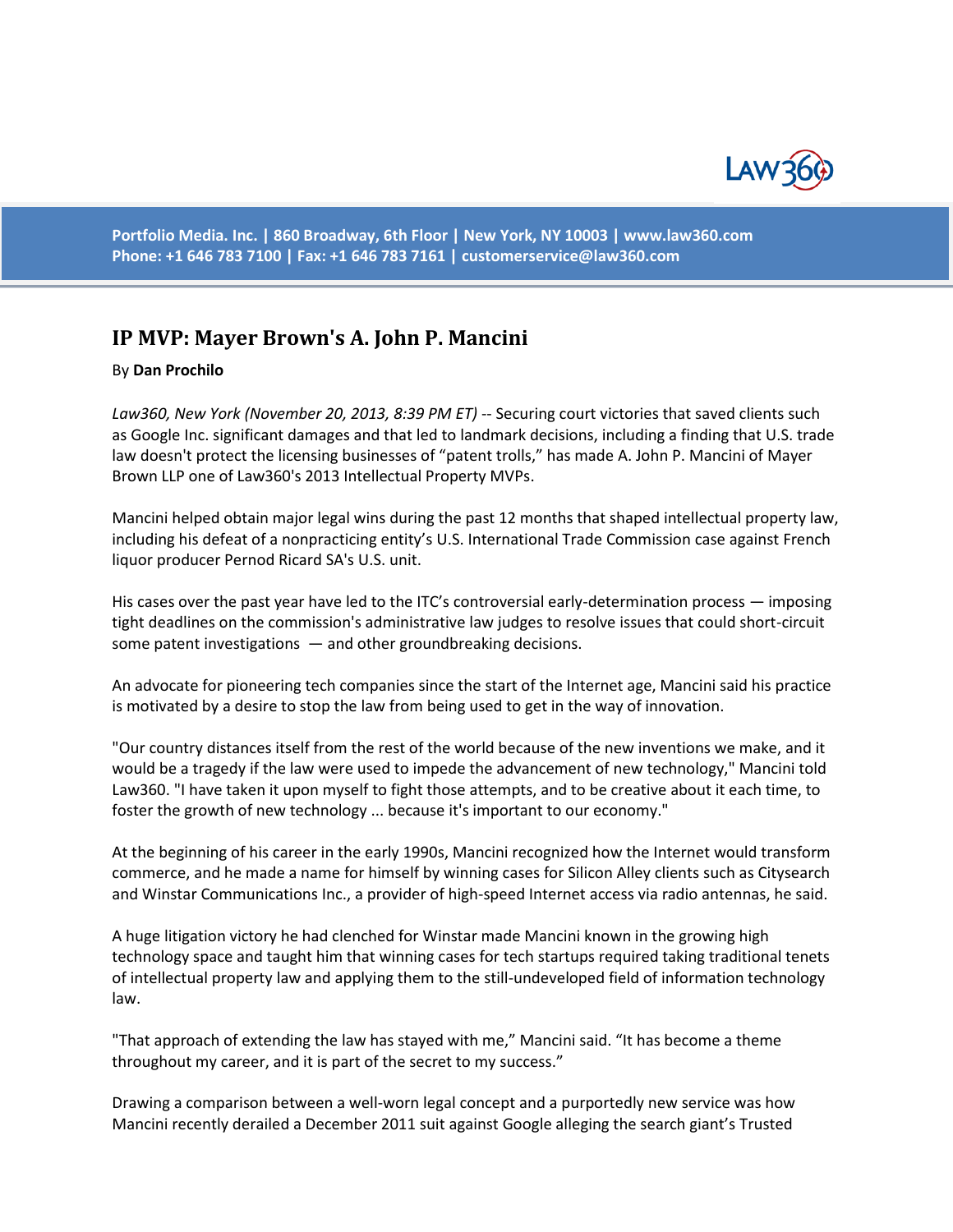Portfolio Media. Inc. | 860 Broadway, 6th Floor | New York, NY 10003 | www.law360.com
Phone: +1 646 783 7100 | Fax: +1 646 783 7161 | customerservice@law360.com

# IP MVP: Mayer Brown's A. John P. Mancini

By **Dan Prochilo**

*Law360, New York (November 20, 2013, 8:39 PM ET)* -- Securing court victories that saved clients such as Google Inc. significant damages and that led to landmark decisions, including a finding that U.S. trade law doesn't protect the licensing businesses of "patent trolls," has made A. John P. Mancini of Mayer Brown LLP one of Law360's 2013 Intellectual Property MVPs.

Mancini helped obtain major legal wins during the past 12 months that shaped intellectual property law, including his defeat of a nonpracticing entity's U.S. International Trade Commission case against French liquor producer Pernod Ricard SA's U.S. unit.

His cases over the past year have led to the ITC's controversial early-determination process — imposing tight deadlines on the commission's administrative law judges to resolve issues that could short-circuit some patent investigations — and other groundbreaking decisions.

An advocate for pioneering tech companies since the start of the Internet age, Mancini said his practice is motivated by a desire to stop the law from being used to get in the way of innovation.

"Our country distances itself from the rest of the world because of the new inventions we make, and it would be a tragedy if the law were used to impede the advancement of new technology," Mancini told Law360. "I have taken it upon myself to fight those attempts, and to be creative about it each time, to foster the growth of new technology ... because it's important to our economy."

At the beginning of his career in the early 1990s, Mancini recognized how the Internet would transform commerce, and he made a name for himself by winning cases for Silicon Alley clients such as Citysearch and Winstar Communications Inc., a provider of high-speed Internet access via radio antennas, he said.

A huge litigation victory he had clenched for Winstar made Mancini known in the growing high technology space and taught him that winning cases for tech startups required taking traditional tenets of intellectual property law and applying them to the still-undeveloped field of information technology law.

"That approach of extending the law has stayed with me," Mancini said. "It has become a theme throughout my career, and it is part of the secret to my success."

Drawing a comparison between a well-worn legal concept and a purportedly new service was how Mancini recently derailed a December 2011 suit against Google alleging the search giant's Trusted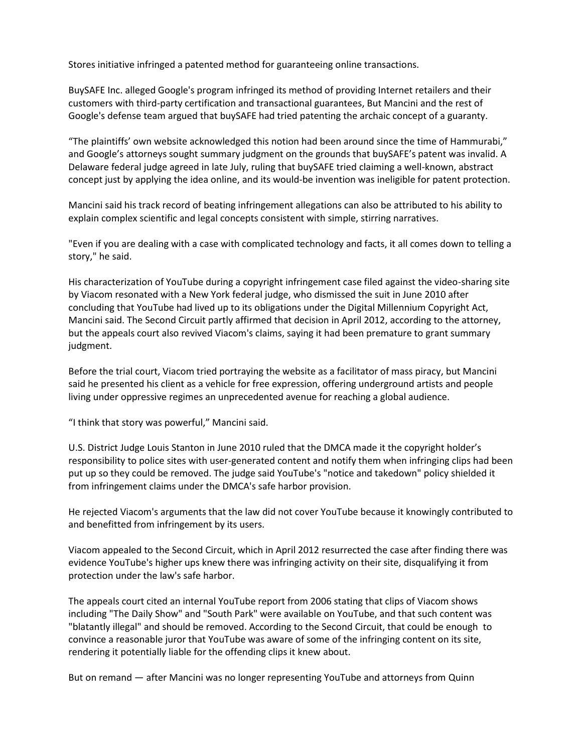Stores initiative infringed a patented method for guaranteeing online transactions.

BuySAFE Inc. alleged Google's program infringed its method of providing Internet retailers and their customers with third-party certification and transactional guarantees, But Mancini and the rest of Google's defense team argued that buySAFE had tried patenting the archaic concept of a guaranty.

“The plaintiffs’ own website acknowledged this notion had been around since the time of Hammurabi,” and Google’s attorneys sought summary judgment on the grounds that buySAFE’s patent was invalid. A Delaware federal judge agreed in late July, ruling that buySAFE tried claiming a well-known, abstract concept just by applying the idea online, and its would-be invention was ineligible for patent protection.

Mancini said his track record of beating infringement allegations can also be attributed to his ability to explain complex scientific and legal concepts consistent with simple, stirring narratives.

"Even if you are dealing with a case with complicated technology and facts, it all comes down to telling a story," he said.

His characterization of YouTube during a copyright infringement case filed against the video-sharing site by Viacom resonated with a New York federal judge, who dismissed the suit in June 2010 after concluding that YouTube had lived up to its obligations under the Digital Millennium Copyright Act, Mancini said. The Second Circuit partly affirmed that decision in April 2012, according to the attorney, but the appeals court also revived Viacom's claims, saying it had been premature to grant summary judgment.

Before the trial court, Viacom tried portraying the website as a facilitator of mass piracy, but Mancini said he presented his client as a vehicle for free expression, offering underground artists and people living under oppressive regimes an unprecedented avenue for reaching a global audience.

“I think that story was powerful,” Mancini said.

U.S. District Judge Louis Stanton in June 2010 ruled that the DMCA made it the copyright holder’s responsibility to police sites with user-generated content and notify them when infringing clips had been put up so they could be removed. The judge said YouTube's "notice and takedown" policy shielded it from infringement claims under the DMCA's safe harbor provision.

He rejected Viacom's arguments that the law did not cover YouTube because it knowingly contributed to and benefitted from infringement by its users.

Viacom appealed to the Second Circuit, which in April 2012 resurrected the case after finding there was evidence YouTube's higher ups knew there was infringing activity on their site, disqualifying it from protection under the law's safe harbor.

The appeals court cited an internal YouTube report from 2006 stating that clips of Viacom shows including "The Daily Show" and "South Park" were available on YouTube, and that such content was "blatantly illegal" and should be removed. According to the Second Circuit, that could be enough to convince a reasonable juror that YouTube was aware of some of the infringing content on its site, rendering it potentially liable for the offending clips it knew about.

But on remand — after Mancini was no longer representing YouTube and attorneys from Quinn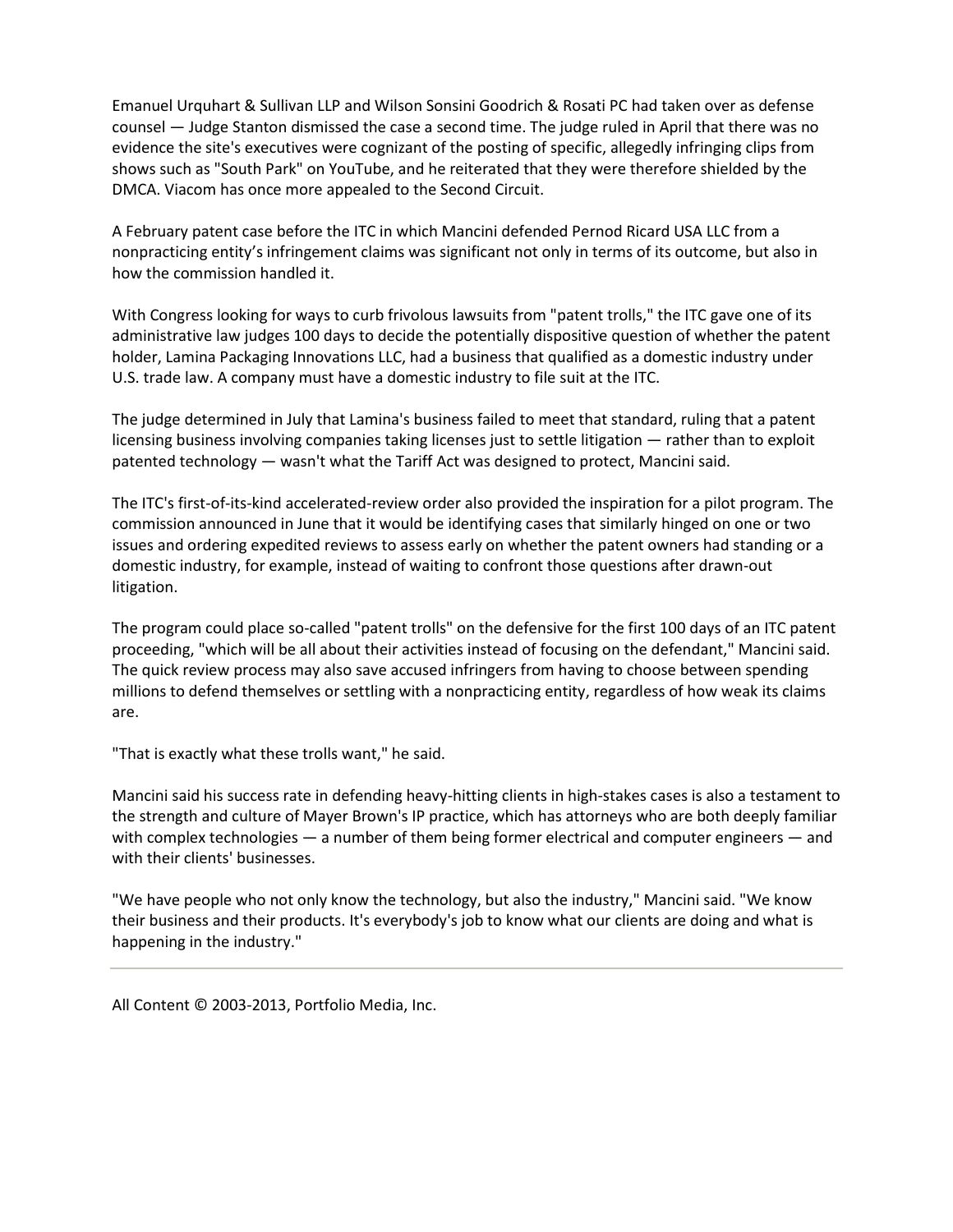Emanuel Urquhart & Sullivan LLP and Wilson Sonsini Goodrich & Rosati PC had taken over as defense counsel — Judge Stanton dismissed the case a second time. The judge ruled in April that there was no evidence the site's executives were cognizant of the posting of specific, allegedly infringing clips from shows such as "South Park" on YouTube, and he reiterated that they were therefore shielded by the DMCA. Viacom has once more appealed to the Second Circuit.

A February patent case before the ITC in which Mancini defended Pernod Ricard USA LLC from a nonpracticing entity's infringement claims was significant not only in terms of its outcome, but also in how the commission handled it.

With Congress looking for ways to curb frivolous lawsuits from "patent trolls," the ITC gave one of its administrative law judges 100 days to decide the potentially dispositive question of whether the patent holder, Lamina Packaging Innovations LLC, had a business that qualified as a domestic industry under U.S. trade law. A company must have a domestic industry to file suit at the ITC.

The judge determined in July that Lamina's business failed to meet that standard, ruling that a patent licensing business involving companies taking licenses just to settle litigation — rather than to exploit patented technology — wasn't what the Tariff Act was designed to protect, Mancini said.

The ITC's first-of-its-kind accelerated-review order also provided the inspiration for a pilot program. The commission announced in June that it would be identifying cases that similarly hinged on one or two issues and ordering expedited reviews to assess early on whether the patent owners had standing or a domestic industry, for example, instead of waiting to confront those questions after drawn-out litigation.

The program could place so-called "patent trolls" on the defensive for the first 100 days of an ITC patent proceeding, "which will be all about their activities instead of focusing on the defendant," Mancini said. The quick review process may also save accused infringers from having to choose between spending millions to defend themselves or settling with a nonpracticing entity, regardless of how weak its claims are.

"That is exactly what these trolls want," he said.

Mancini said his success rate in defending heavy-hitting clients in high-stakes cases is also a testament to the strength and culture of Mayer Brown's IP practice, which has attorneys who are both deeply familiar with complex technologies — a number of them being former electrical and computer engineers — and with their clients' businesses.

"We have people who not only know the technology, but also the industry," Mancini said. "We know their business and their products. It's everybody's job to know what our clients are doing and what is happening in the industry."

---

All Content © 2003-2013, Portfolio Media, Inc.